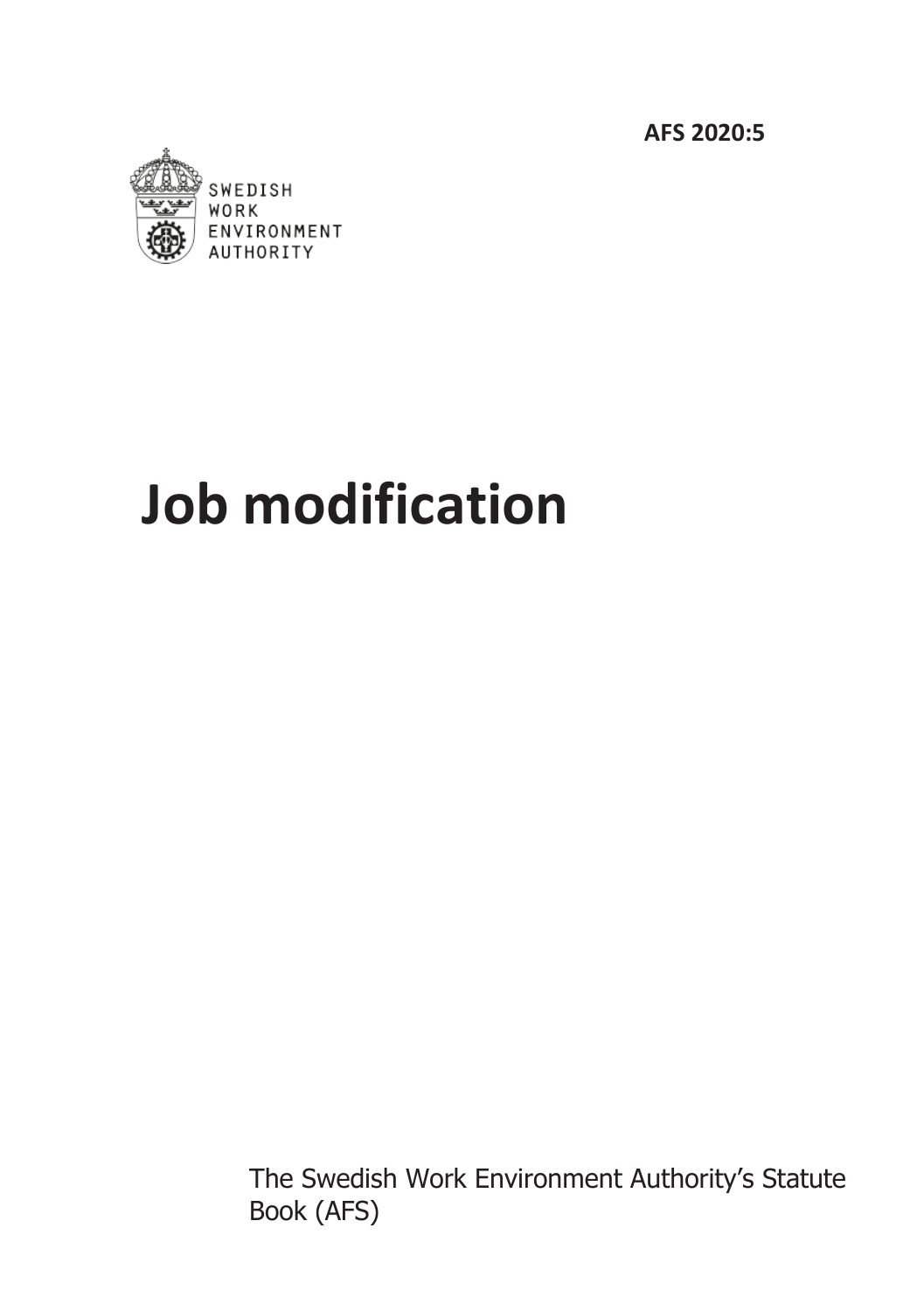**AFS 2020:5**

SWEDISH
WORK
ENVIRONMENT
AUTHORITY

# Job modification

The Swedish Work Environment Authority's Statute Book (AFS)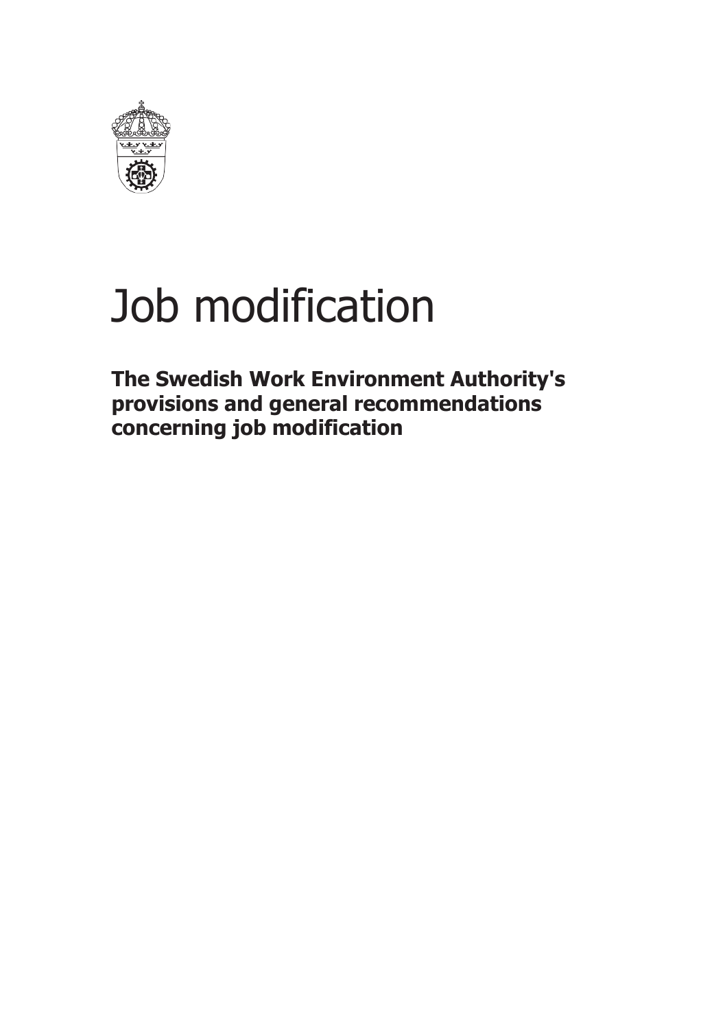# Job modification

**The Swedish Work Environment Authority's provisions and general recommendations concerning job modification**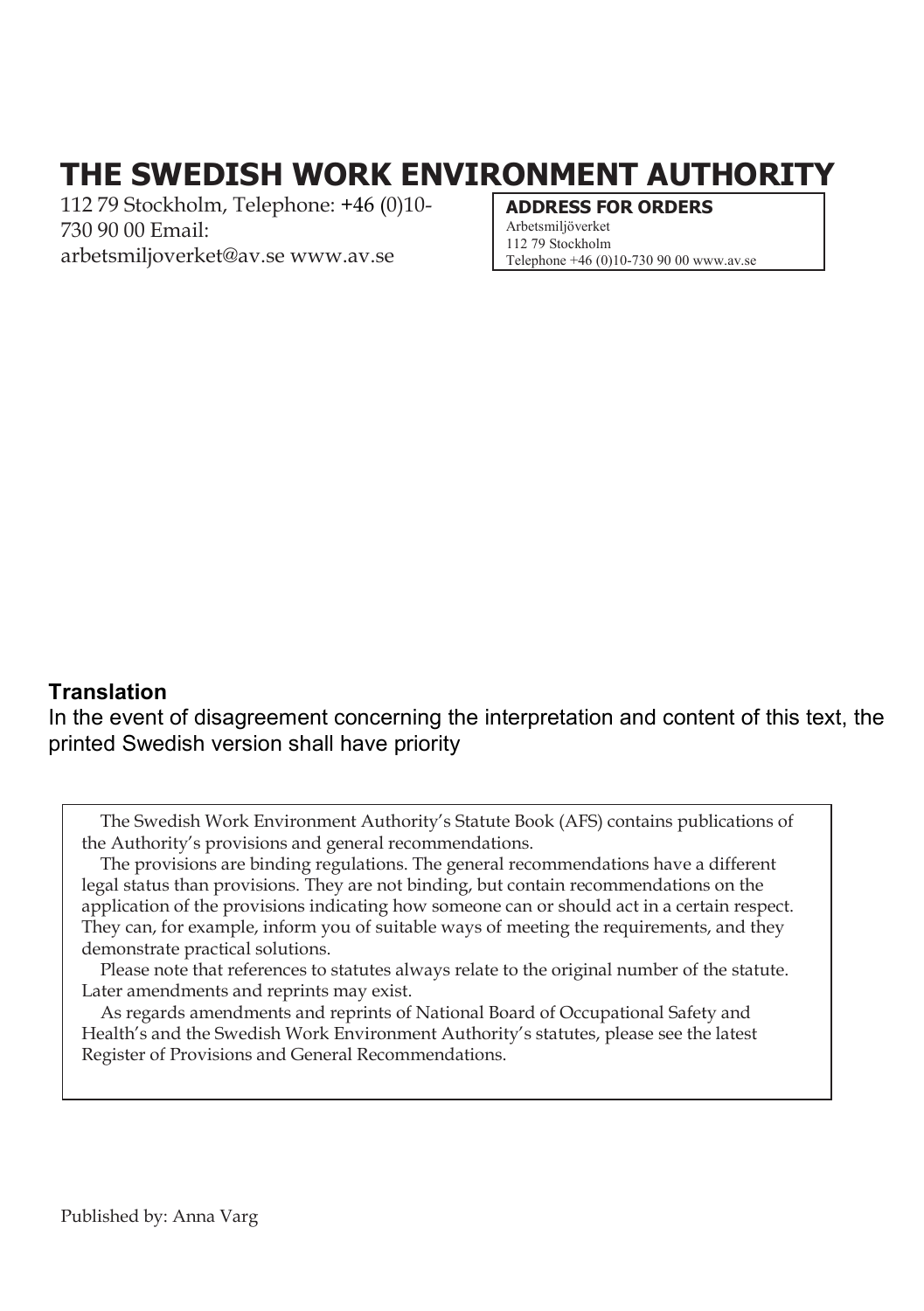# THE SWEDISH WORK ENVIRONMENT AUTHORITY

112 79 Stockholm, Telephone: +46 (0)10-730 90 00 Email: arbetsmiljoverket@av.se www.av.se

**ADDRESS FOR ORDERS**
Arbetsmiljöverket
112 79 Stockholm
Telephone +46 (0)10-730 90 00 www.av.se

**Translation**

In the event of disagreement concerning the interpretation and content of this text, the printed Swedish version shall have priority

The Swedish Work Environment Authority's Statute Book (AFS) contains publications of the Authority's provisions and general recommendations.

The provisions are binding regulations. The general recommendations have a different legal status than provisions. They are not binding, but contain recommendations on the application of the provisions indicating how someone can or should act in a certain respect. They can, for example, inform you of suitable ways of meeting the requirements, and they demonstrate practical solutions.

Please note that references to statutes always relate to the original number of the statute. Later amendments and reprints may exist.

As regards amendments and reprints of National Board of Occupational Safety and Health's and the Swedish Work Environment Authority's statutes, please see the latest Register of Provisions and General Recommendations.

Published by: Anna Varg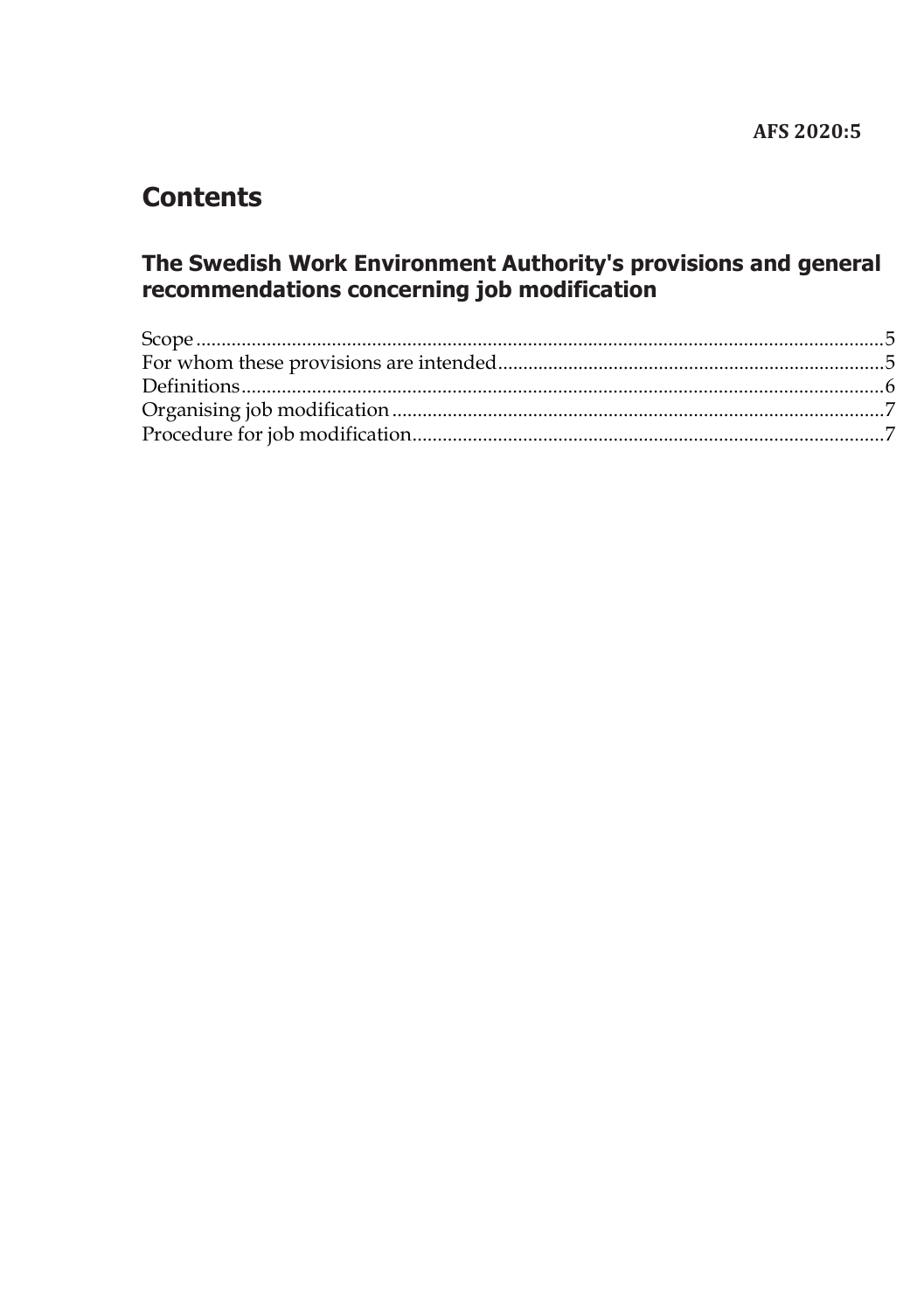# Contents

## The Swedish Work Environment Authority's provisions and general recommendations concerning job modification

Scope ........................................................................................................................ 5
For whom these provisions are intended ............................................................................ 5
Definitions ................................................................................................................ 6
Organising job modification ......................................................................................... 7
Procedure for job modification ...................................................................................... 7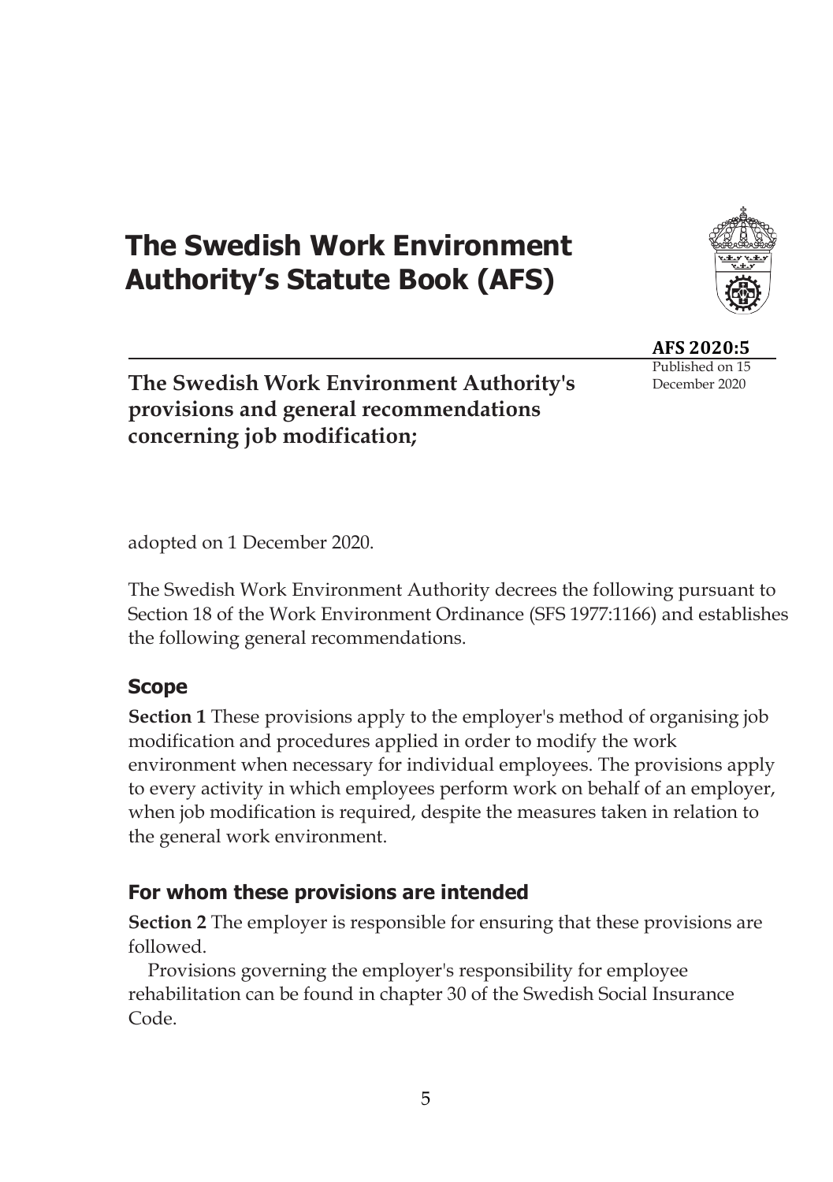# The Swedish Work Environment Authority's Statute Book (AFS)

**AFS 2020:5**
Published on 15 December 2020

## The Swedish Work Environment Authority's provisions and general recommendations concerning job modification;

adopted on 1 December 2020.

The Swedish Work Environment Authority decrees the following pursuant to Section 18 of the Work Environment Ordinance (SFS 1977:1166) and establishes the following general recommendations.

### Scope

**Section 1** These provisions apply to the employer's method of organising job modification and procedures applied in order to modify the work environment when necessary for individual employees. The provisions apply to every activity in which employees perform work on behalf of an employer, when job modification is required, despite the measures taken in relation to the general work environment.

### For whom these provisions are intended

**Section 2** The employer is responsible for ensuring that these provisions are followed.

Provisions governing the employer's responsibility for employee rehabilitation can be found in chapter 30 of the Swedish Social Insurance Code.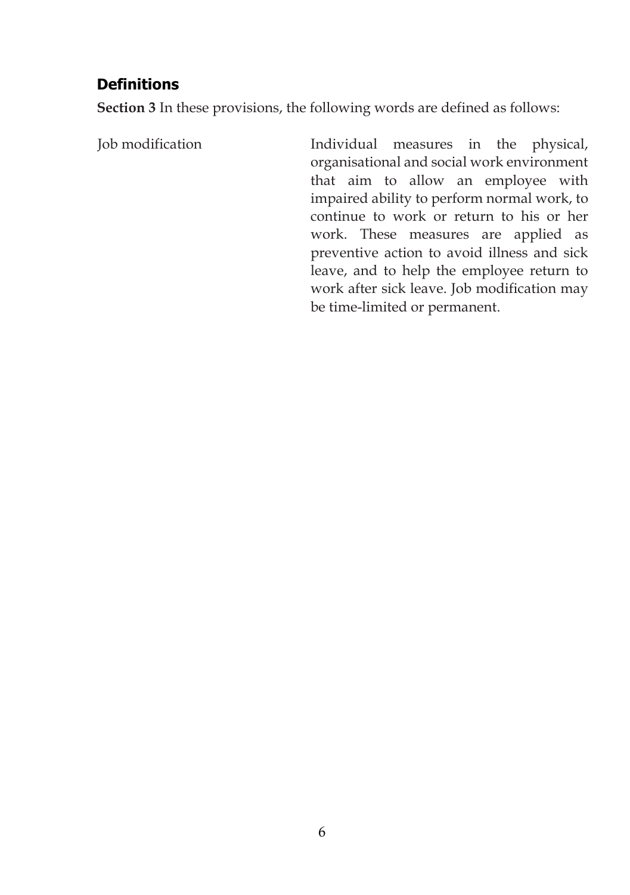## Definitions

**Section 3** In these provisions, the following words are defined as follows:

| | |
|---|---|
| Job modification | Individual measures in the physical, organisational and social work environment that aim to allow an employee with impaired ability to perform normal work, to continue to work or return to his or her work. These measures are applied as preventive action to avoid illness and sick leave, and to help the employee return to work after sick leave. Job modification may be time-limited or permanent. |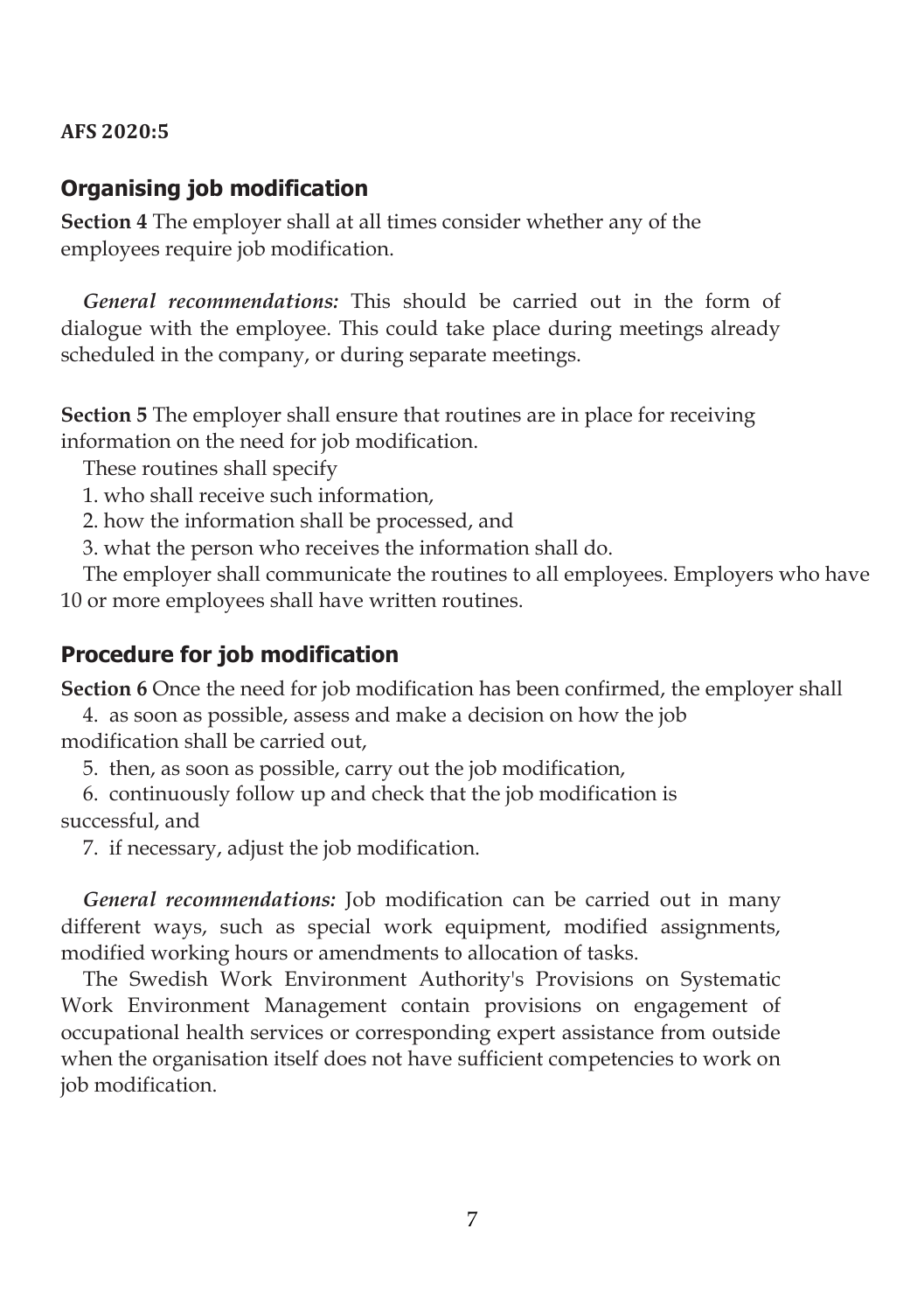## Organising job modification

**Section 4** The employer shall at all times consider whether any of the employees require job modification.

*General recommendations:* This should be carried out in the form of dialogue with the employee. This could take place during meetings already scheduled in the company, or during separate meetings.

**Section 5** The employer shall ensure that routines are in place for receiving information on the need for job modification.

These routines shall specify

1. who shall receive such information,
2. how the information shall be processed, and
3. what the person who receives the information shall do.

The employer shall communicate the routines to all employees. Employers who have 10 or more employees shall have written routines.

## Procedure for job modification

**Section 6** Once the need for job modification has been confirmed, the employer shall

4. as soon as possible, assess and make a decision on how the job modification shall be carried out,
5. then, as soon as possible, carry out the job modification,
6. continuously follow up and check that the job modification is successful, and
7. if necessary, adjust the job modification.

*General recommendations:* Job modification can be carried out in many different ways, such as special work equipment, modified assignments, modified working hours or amendments to allocation of tasks.

The Swedish Work Environment Authority's Provisions on Systematic Work Environment Management contain provisions on engagement of occupational health services or corresponding expert assistance from outside when the organisation itself does not have sufficient competencies to work on job modification.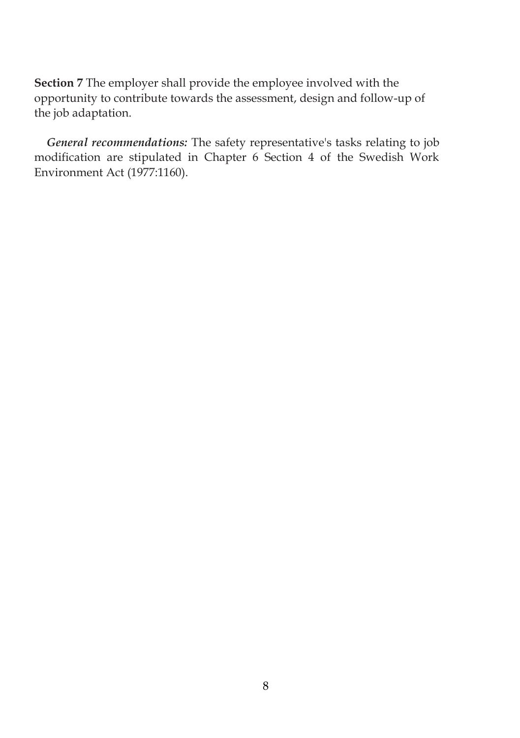**Section 7** The employer shall provide the employee involved with the opportunity to contribute towards the assessment, design and follow-up of the job adaptation.

***General recommendations:*** The safety representative's tasks relating to job modification are stipulated in Chapter 6 Section 4 of the Swedish Work Environment Act (1977:1160).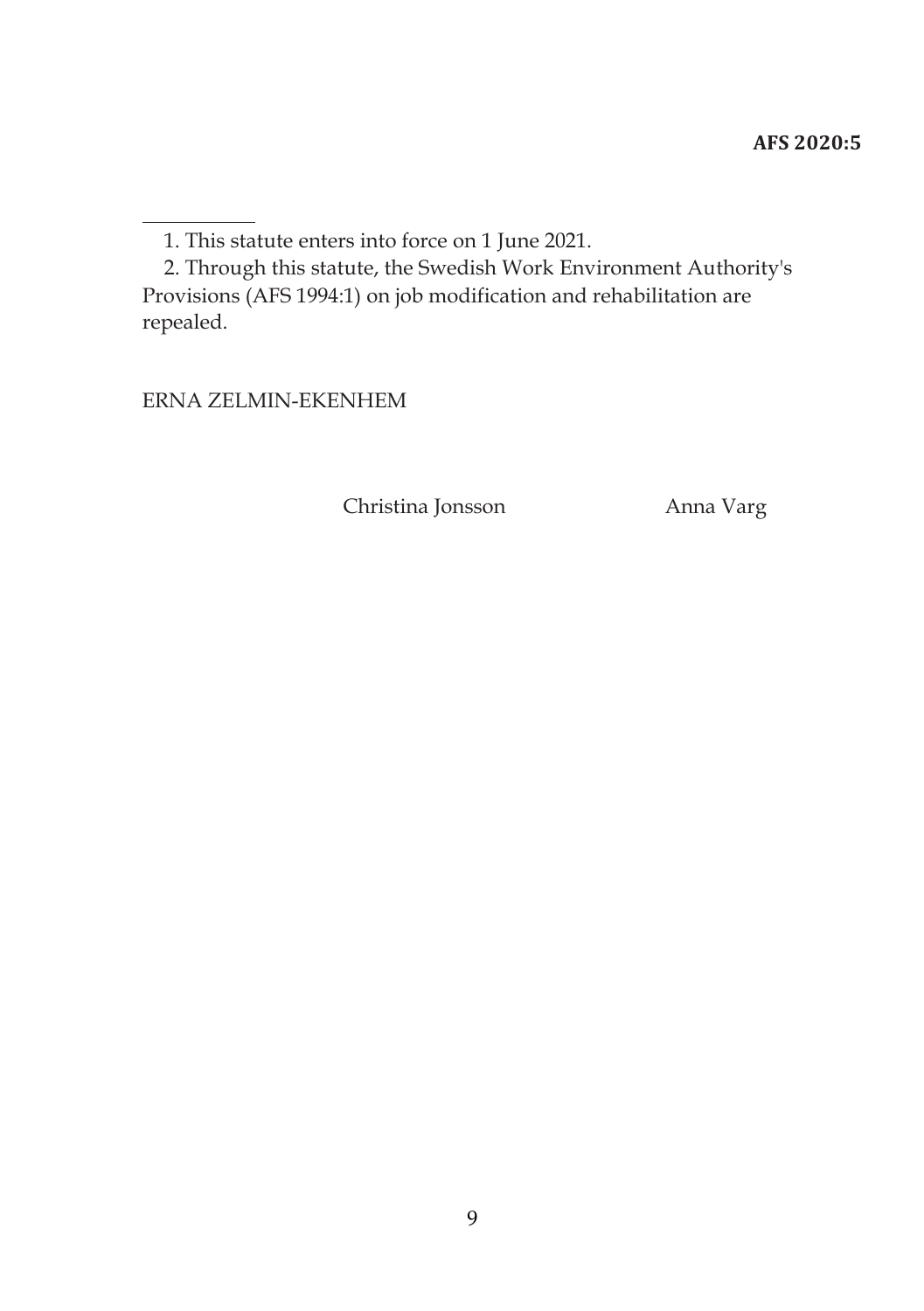1. This statute enters into force on 1 June 2021.

2. Through this statute, the Swedish Work Environment Authority's Provisions (AFS 1994:1) on job modification and rehabilitation are repealed.

ERNA ZELMIN-EKENHEM

Christina Jonsson

Anna Varg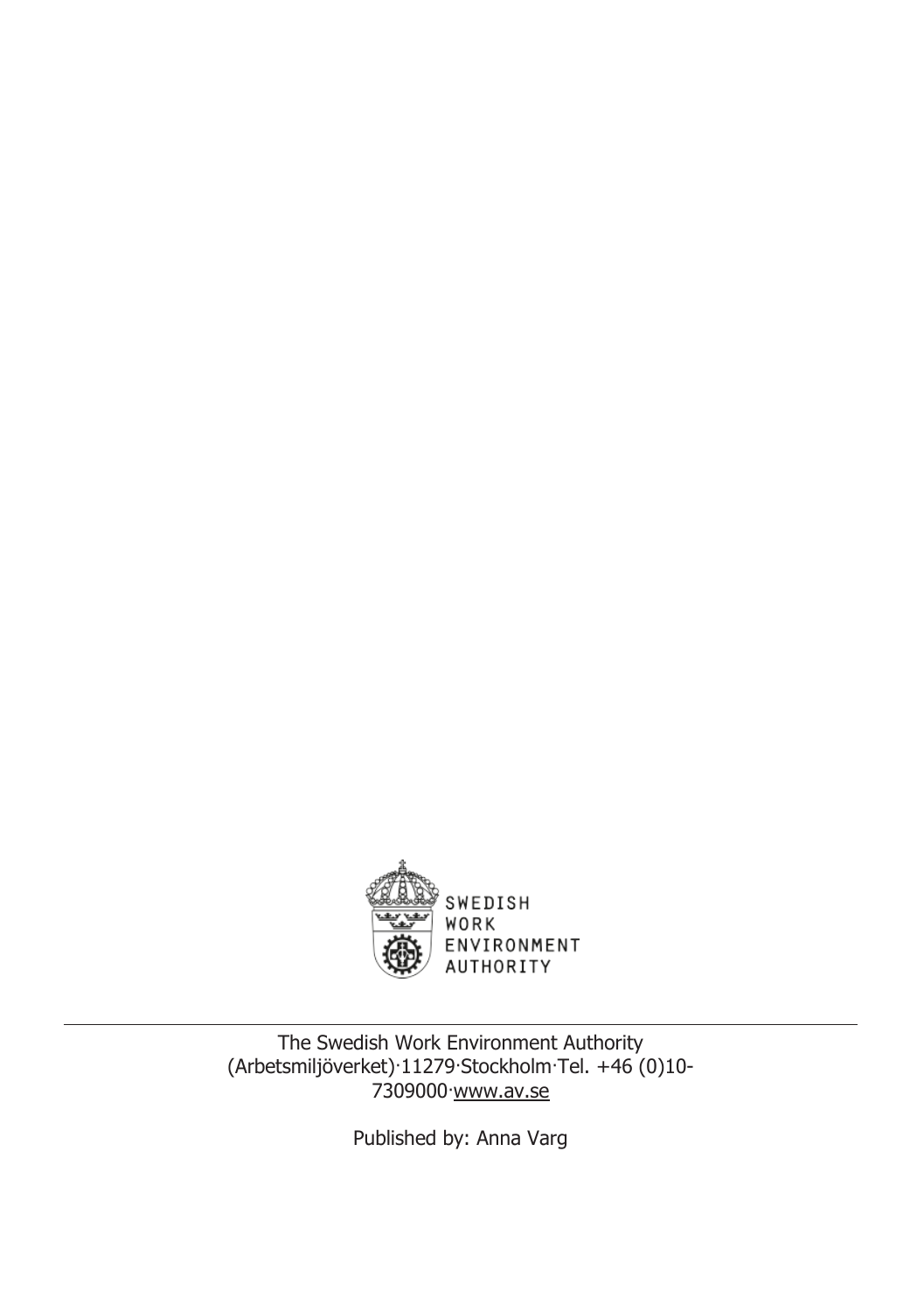SWEDISH
WORK
ENVIRONMENT
AUTHORITY

---

The Swedish Work Environment Authority (Arbetsmiljöverket)·11279·Stockholm·Tel. +46 (0)10-7309000·www.av.se

Published by: Anna Varg